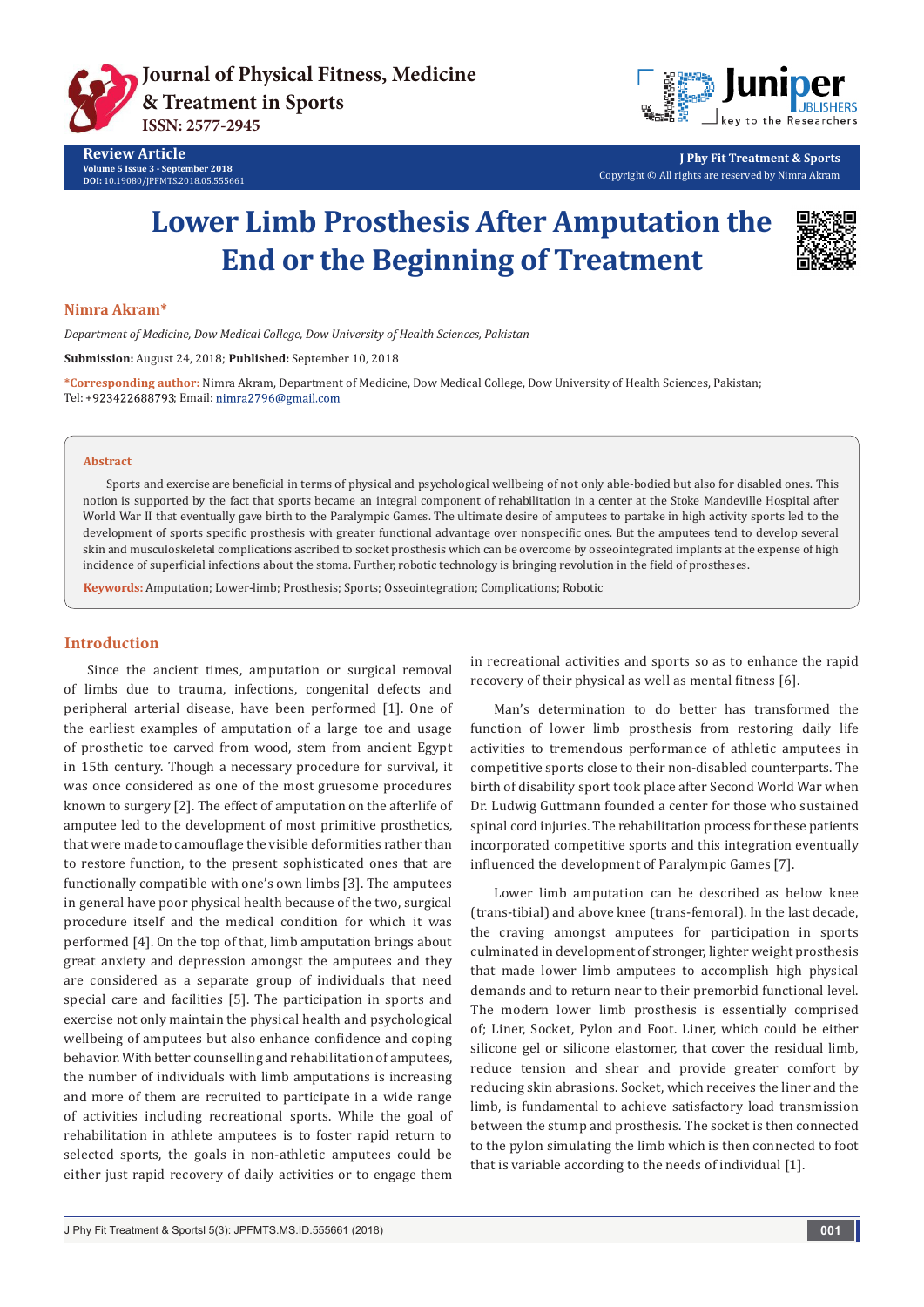Review Article
Volume 5 Issue 3 - September 2018
DOI: 10.19080/JPFMTS.2018.05.555661

Copyright © All rights are reserved by Nimra Akram

# Lower Limb Prosthesis After Amputation the End or the Beginning of Treatment

**Nimra Akram***

*Department of Medicine, Dow Medical College, Dow University of Health Sciences, Pakistan*

**Submission:** August 24, 2018; **Published:** September 10, 2018

***Corresponding author:** Nimra Akram, Department of Medicine, Dow Medical College, Dow University of Health Sciences, Pakistan; Tel: +923422688793; Email: nimra2796@gmail.com

## Abstract

Sports and exercise are beneficial in terms of physical and psychological wellbeing of not only able-bodied but also for disabled ones. This notion is supported by the fact that sports became an integral component of rehabilitation in a center at the Stoke Mandeville Hospital after World War II that eventually gave birth to the Paralympic Games. The ultimate desire of amputees to partake in high activity sports led to the development of sports specific prosthesis with greater functional advantage over nonspecific ones. But the amputees tend to develop several skin and musculoskeletal complications ascribed to socket prosthesis which can be overcome by osseointegrated implants at the expense of high incidence of superficial infections about the stoma. Further, robotic technology is bringing revolution in the field of prostheses.

**Keywords:** Amputation; Lower-limb; Prosthesis; Sports; Osseointegration; Complications; Robotic

## Introduction

Since the ancient times, amputation or surgical removal of limbs due to trauma, infections, congenital defects and peripheral arterial disease, have been performed [1]. One of the earliest examples of amputation of a large toe and usage of prosthetic toe carved from wood, stem from ancient Egypt in 15th century. Though a necessary procedure for survival, it was once considered as one of the most gruesome procedures known to surgery [2]. The effect of amputation on the afterlife of amputee led to the development of most primitive prosthetics, that were made to camouflage the visible deformities rather than to restore function, to the present sophisticated ones that are functionally compatible with one's own limbs [3]. The amputees in general have poor physical health because of the two, surgical procedure itself and the medical condition for which it was performed [4]. On the top of that, limb amputation brings about great anxiety and depression amongst the amputees and they are considered as a separate group of individuals that need special care and facilities [5]. The participation in sports and exercise not only maintain the physical health and psychological wellbeing of amputees but also enhance confidence and coping behavior. With better counselling and rehabilitation of amputees, the number of individuals with limb amputations is increasing and more of them are recruited to participate in a wide range of activities including recreational sports. While the goal of rehabilitation in athlete amputees is to foster rapid return to selected sports, the goals in non-athletic amputees could be either just rapid recovery of daily activities or to engage them in recreational activities and sports so as to enhance the rapid recovery of their physical as well as mental fitness [6].

Man's determination to do better has transformed the function of lower limb prosthesis from restoring daily life activities to tremendous performance of athletic amputees in competitive sports close to their non-disabled counterparts. The birth of disability sport took place after Second World War when Dr. Ludwig Guttmann founded a center for those who sustained spinal cord injuries. The rehabilitation process for these patients incorporated competitive sports and this integration eventually influenced the development of Paralympic Games [7].

Lower limb amputation can be described as below knee (trans-tibial) and above knee (trans-femoral). In the last decade, the craving amongst amputees for participation in sports culminated in development of stronger, lighter weight prosthesis that made lower limb amputees to accomplish high physical demands and to return near to their premorbid functional level. The modern lower limb prosthesis is essentially comprised of; Liner, Socket, Pylon and Foot. Liner, which could be either silicone gel or silicone elastomer, that cover the residual limb, reduce tension and shear and provide greater comfort by reducing skin abrasions. Socket, which receives the liner and the limb, is fundamental to achieve satisfactory load transmission between the stump and prosthesis. The socket is then connected to the pylon simulating the limb which is then connected to foot that is variable according to the needs of individual [1].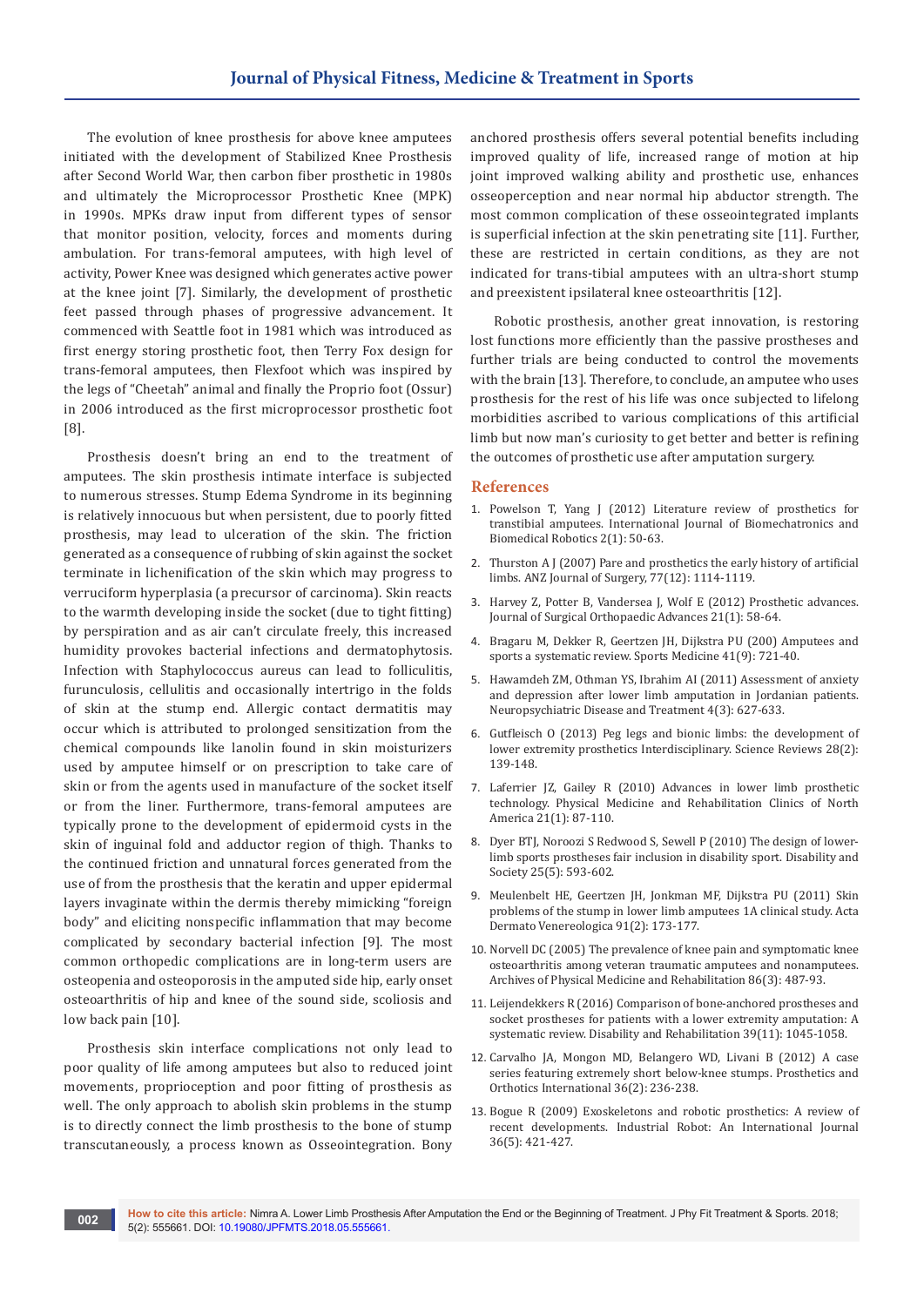The evolution of knee prosthesis for above knee amputees initiated with the development of Stabilized Knee Prosthesis after Second World War, then carbon fiber prosthetic in 1980s and ultimately the Microprocessor Prosthetic Knee (MPK) in 1990s. MPKs draw input from different types of sensor that monitor position, velocity, forces and moments during ambulation. For trans-femoral amputees, with high level of activity, Power Knee was designed which generates active power at the knee joint [7]. Similarly, the development of prosthetic feet passed through phases of progressive advancement. It commenced with Seattle foot in 1981 which was introduced as first energy storing prosthetic foot, then Terry Fox design for trans-femoral amputees, then Flexfoot which was inspired by the legs of "Cheetah" animal and finally the Proprio foot (Ossur) in 2006 introduced as the first microprocessor prosthetic foot [8].

Prosthesis doesn't bring an end to the treatment of amputees. The skin prosthesis intimate interface is subjected to numerous stresses. Stump Edema Syndrome in its beginning is relatively innocuous but when persistent, due to poorly fitted prosthesis, may lead to ulceration of the skin. The friction generated as a consequence of rubbing of skin against the socket terminate in lichenification of the skin which may progress to verruciform hyperplasia (a precursor of carcinoma). Skin reacts to the warmth developing inside the socket (due to tight fitting) by perspiration and as air can't circulate freely, this increased humidity provokes bacterial infections and dermatophytosis. Infection with Staphylococcus aureus can lead to folliculitis, furunculosis, cellulitis and occasionally intertrigo in the folds of skin at the stump end. Allergic contact dermatitis may occur which is attributed to prolonged sensitization from the chemical compounds like lanolin found in skin moisturizers used by amputee himself or on prescription to take care of skin or from the agents used in manufacture of the socket itself or from the liner. Furthermore, trans-femoral amputees are typically prone to the development of epidermoid cysts in the skin of inguinal fold and adductor region of thigh. Thanks to the continued friction and unnatural forces generated from the use of from the prosthesis that the keratin and upper epidermal layers invaginate within the dermis thereby mimicking "foreign body" and eliciting nonspecific inflammation that may become complicated by secondary bacterial infection [9]. The most common orthopedic complications are in long-term users are osteopenia and osteoporosis in the amputed side hip, early onset osteoarthritis of hip and knee of the sound side, scoliosis and low back pain [10].

Prosthesis skin interface complications not only lead to poor quality of life among amputees but also to reduced joint movements, proprioception and poor fitting of prosthesis as well. The only approach to abolish skin problems in the stump is to directly connect the limb prosthesis to the bone of stump transcutaneously, a process known as Osseointegration. Bony anchored prosthesis offers several potential benefits including improved quality of life, increased range of motion at hip joint improved walking ability and prosthetic use, enhances osseoperception and near normal hip abductor strength. The most common complication of these osseointegrated implants is superficial infection at the skin penetrating site [11]. Further, these are restricted in certain conditions, as they are not indicated for trans-tibial amputees with an ultra-short stump and preexistent ipsilateral knee osteoarthritis [12].

Robotic prosthesis, another great innovation, is restoring lost functions more efficiently than the passive prostheses and further trials are being conducted to control the movements with the brain [13]. Therefore, to conclude, an amputee who uses prosthesis for the rest of his life was once subjected to lifelong morbidities ascribed to various complications of this artificial limb but now man's curiosity to get better and better is refining the outcomes of prosthetic use after amputation surgery.

## References

1. Powelson T, Yang J (2012) Literature review of prosthetics for transtibial amputees. International Journal of Biomechatronics and Biomedical Robotics 2(1): 50-63.
2. Thurston A J (2007) Pare and prosthetics the early history of artificial limbs. ANZ Journal of Surgery, 77(12): 1114-1119.
3. Harvey Z, Potter B, Vandersea J, Wolf E (2012) Prosthetic advances. Journal of Surgical Orthopaedic Advances 21(1): 58-64.
4. Bragaru M, Dekker R, Geertzen JH, Dijkstra PU (200) Amputees and sports a systematic review. Sports Medicine 41(9): 721-40.
5. Hawamdeh ZM, Othman YS, Ibrahim AI (2011) Assessment of anxiety and depression after lower limb amputation in Jordanian patients. Neuropsychiatric Disease and Treatment 4(3): 627-633.
6. Gutfleisch O (2013) Peg legs and bionic limbs: the development of lower extremity prosthetics Interdisciplinary. Science Reviews 28(2): 139-148.
7. Laferrier JZ, Gailey R (2010) Advances in lower limb prosthetic technology. Physical Medicine and Rehabilitation Clinics of North America 21(1): 87-110.
8. Dyer BTJ, Noroozi S Redwood S, Sewell P (2010) The design of lower-limb sports prostheses fair inclusion in disability sport. Disability and Society 25(5): 593-602.
9. Meulenbelt HE, Geertzen JH, Jonkman MF, Dijkstra PU (2011) Skin problems of the stump in lower limb amputees 1A clinical study. Acta Dermato Venereologica 91(2): 173-177.
10. Norvell DC (2005) The prevalence of knee pain and symptomatic knee osteoarthritis among veteran traumatic amputees and nonamputees. Archives of Physical Medicine and Rehabilitation 86(3): 487-93.
11. Leijendekkers R (2016) Comparison of bone-anchored prostheses and socket prostheses for patients with a lower extremity amputation: A systematic review. Disability and Rehabilitation 39(11): 1045-1058.
12. Carvalho JA, Mongon MD, Belangero WD, Livani B (2012) A case series featuring extremely short below-knee stumps. Prosthetics and Orthotics International 36(2): 236-238.
13. Bogue R (2009) Exoskeletons and robotic prosthetics: A review of recent developments. Industrial Robot: An International Journal 36(5): 421-427.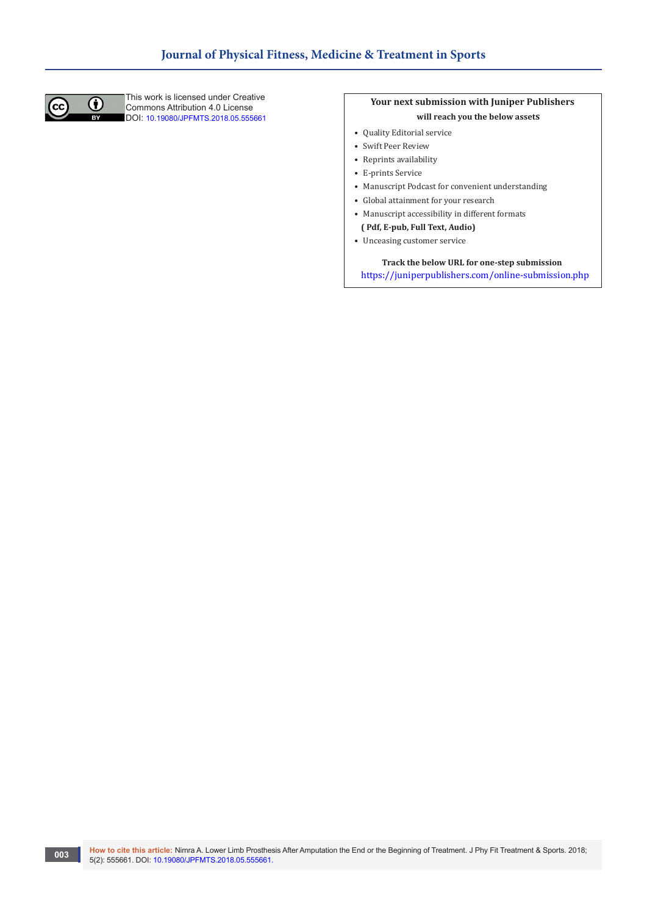This work is licensed under Creative Commons Attribution 4.0 License
DOI: 10.19080/JPFMTS.2018.05.555661

**Your next submission with Juniper Publishers**
**will reach you the below assets**

- Quality Editorial service
- Swift Peer Review
- Reprints availability
- E-prints Service
- Manuscript Podcast for convenient understanding
- Global attainment for your research
- Manuscript accessibility in different formats
  **( Pdf, E-pub, Full Text, Audio)**
- Unceasing customer service

**Track the below URL for one-step submission**
https://juniperpublishers.com/online-submission.php

**How to cite this article:** Nimra A. Lower Limb Prosthesis After Amputation the End or the Beginning of Treatment. J Phy Fit Treatment & Sports. 2018; 5(2): 555661. DOI: 10.19080/JPFMTS.2018.05.555661.